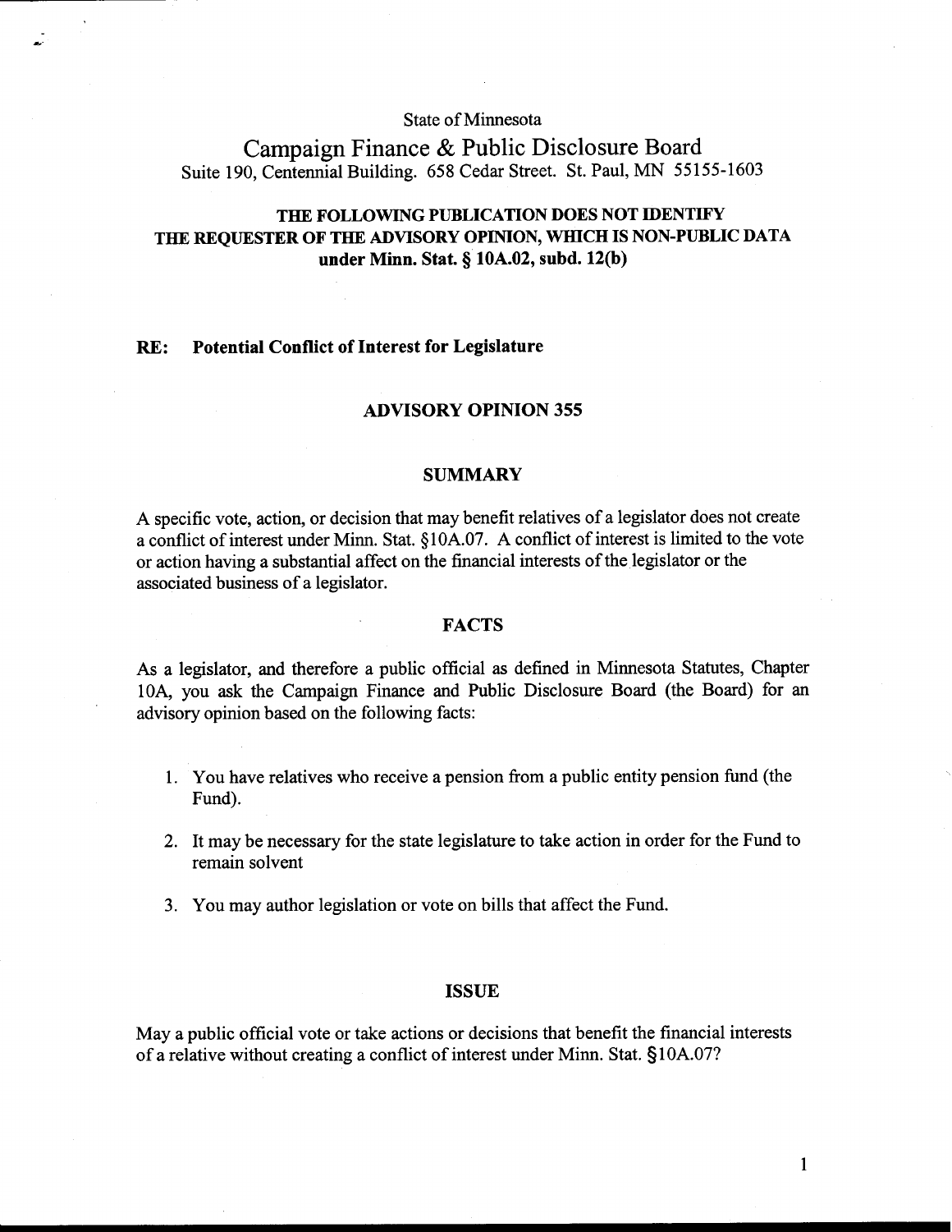State of Minnesota

# Campaign Finance & Public Disclosure Board

Suite 190, Centennial Building. 658 Cedar Street. St. Paul, MN 55155-1603

**THE FOLLOWING PUBLICATION DOES NOT IDENTIFY THE REQUESTER OF THE ADVISORY OPINION, WHICH IS NON-PUBLIC DATA under Minn. Stat. § 10A.02, subd. 12(b)**

**RE: Potential Conflict of Interest for Legislature**

## ADVISORY OPINION 355

## SUMMARY

A specific vote, action, or decision that may benefit relatives of a legislator does not create a conflict of interest under Minn. Stat. §10A.07. A conflict of interest is limited to the vote or action having a substantial affect on the financial interests of the legislator or the associated business of a legislator.

## FACTS

As a legislator, and therefore a public official as defined in Minnesota Statutes, Chapter 10A, you ask the Campaign Finance and Public Disclosure Board (the Board) for an advisory opinion based on the following facts:

1. You have relatives who receive a pension from a public entity pension fund (the Fund).
2. It may be necessary for the state legislature to take action in order for the Fund to remain solvent
3. You may author legislation or vote on bills that affect the Fund.

## ISSUE

May a public official vote or take actions or decisions that benefit the financial interests of a relative without creating a conflict of interest under Minn. Stat. §10A.07?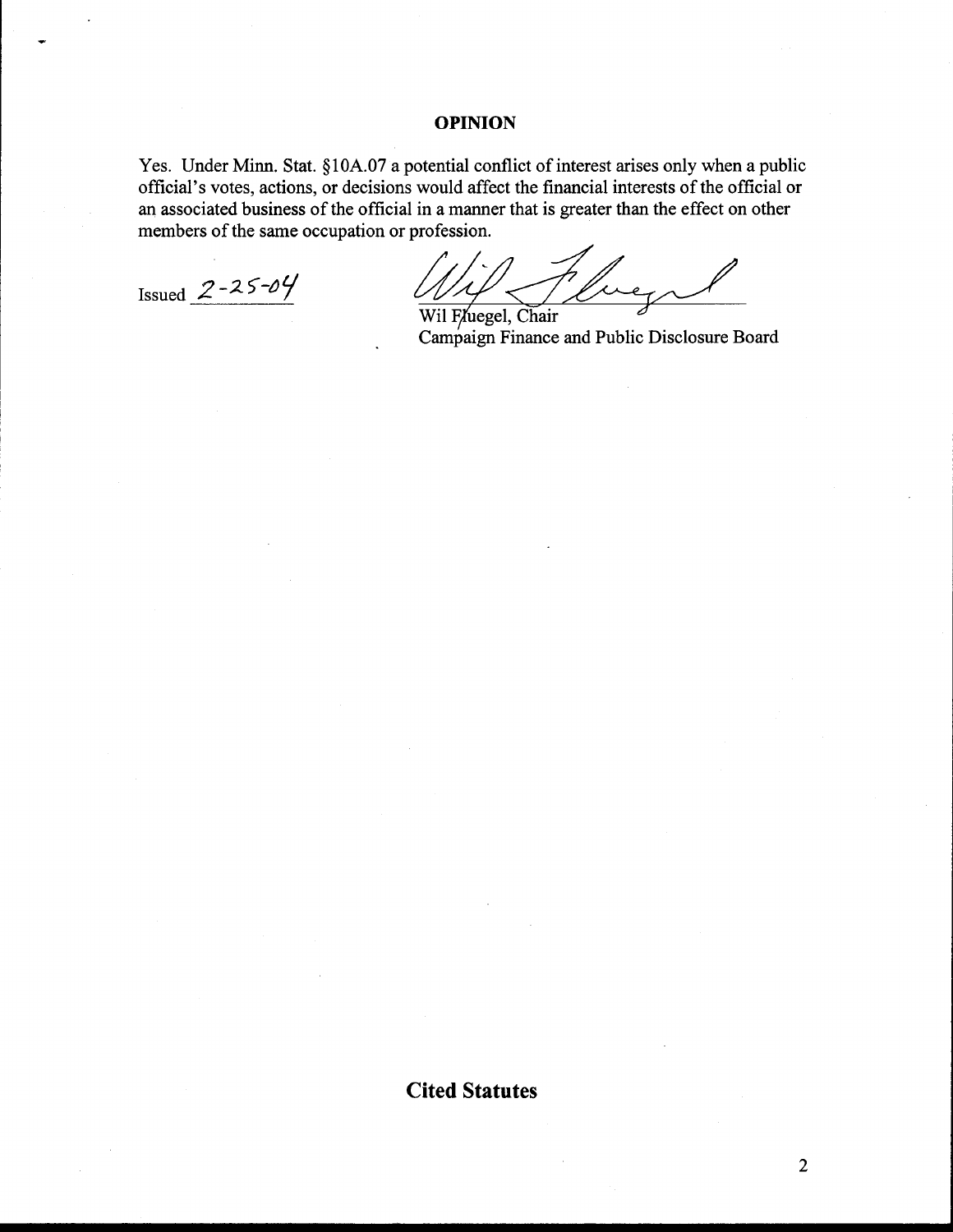## OPINION

Yes. Under Minn. Stat. §10A.07 a potential conflict of interest arises only when a public official's votes, actions, or decisions would affect the financial interests of the official or an associated business of the official in a manner that is greater than the effect on other members of the same occupation or profession.

Issued 2-25-04

Wil Fluegel, Chair
Campaign Finance and Public Disclosure Board

## Cited Statutes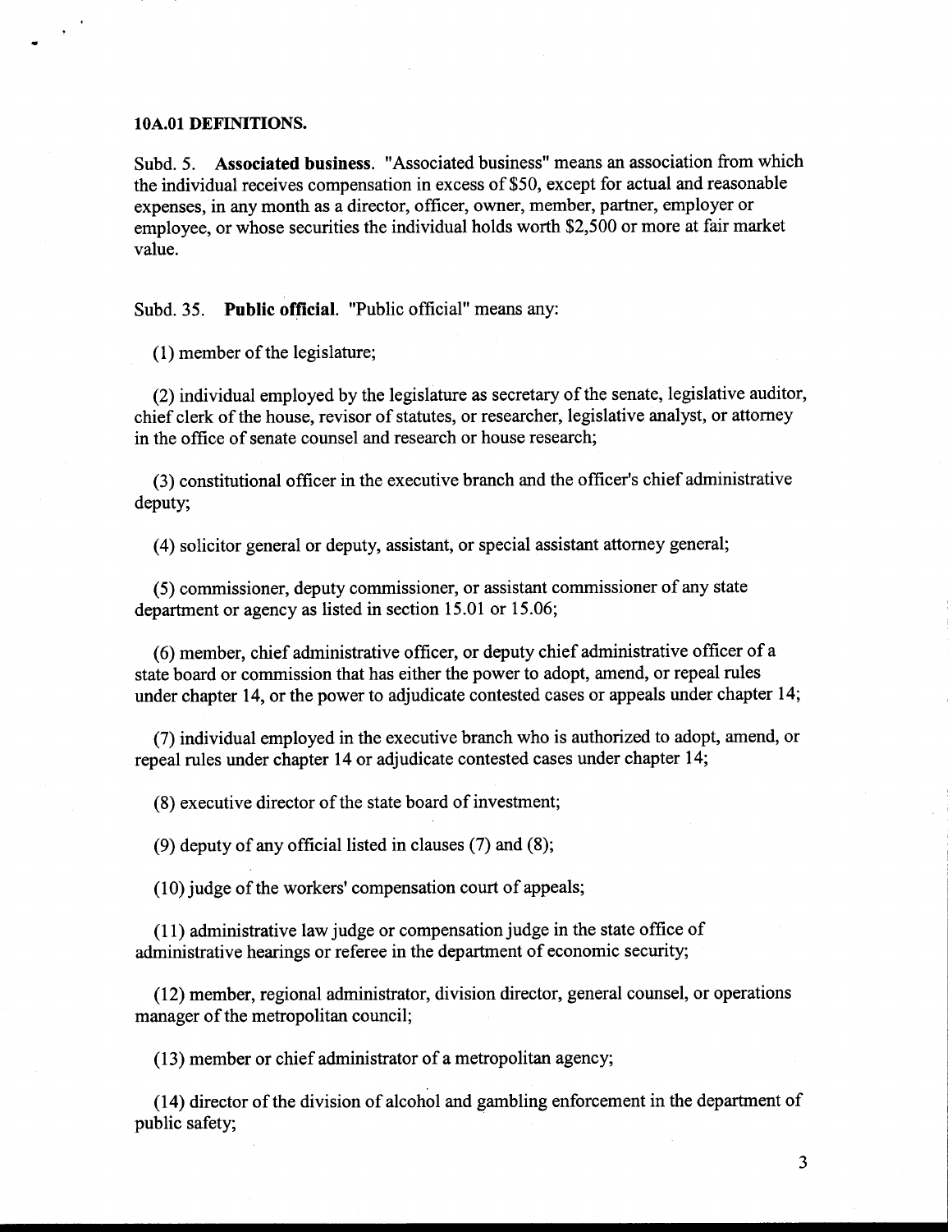**10A.01 DEFINITIONS.**

Subd. 5. **Associated business**. "Associated business" means an association from which the individual receives compensation in excess of $50, except for actual and reasonable expenses, in any month as a director, officer, owner, member, partner, employer or employee, or whose securities the individual holds worth $2,500 or more at fair market value.

Subd. 35. **Public official**. "Public official" means any:

(1) member of the legislature;

(2) individual employed by the legislature as secretary of the senate, legislative auditor, chief clerk of the house, revisor of statutes, or researcher, legislative analyst, or attorney in the office of senate counsel and research or house research;

(3) constitutional officer in the executive branch and the officer's chief administrative deputy;

(4) solicitor general or deputy, assistant, or special assistant attorney general;

(5) commissioner, deputy commissioner, or assistant commissioner of any state department or agency as listed in section 15.01 or 15.06;

(6) member, chief administrative officer, or deputy chief administrative officer of a state board or commission that has either the power to adopt, amend, or repeal rules under chapter 14, or the power to adjudicate contested cases or appeals under chapter 14;

(7) individual employed in the executive branch who is authorized to adopt, amend, or repeal rules under chapter 14 or adjudicate contested cases under chapter 14;

(8) executive director of the state board of investment;

(9) deputy of any official listed in clauses (7) and (8);

(10) judge of the workers' compensation court of appeals;

(11) administrative law judge or compensation judge in the state office of administrative hearings or referee in the department of economic security;

(12) member, regional administrator, division director, general counsel, or operations manager of the metropolitan council;

(13) member or chief administrator of a metropolitan agency;

(14) director of the division of alcohol and gambling enforcement in the department of public safety;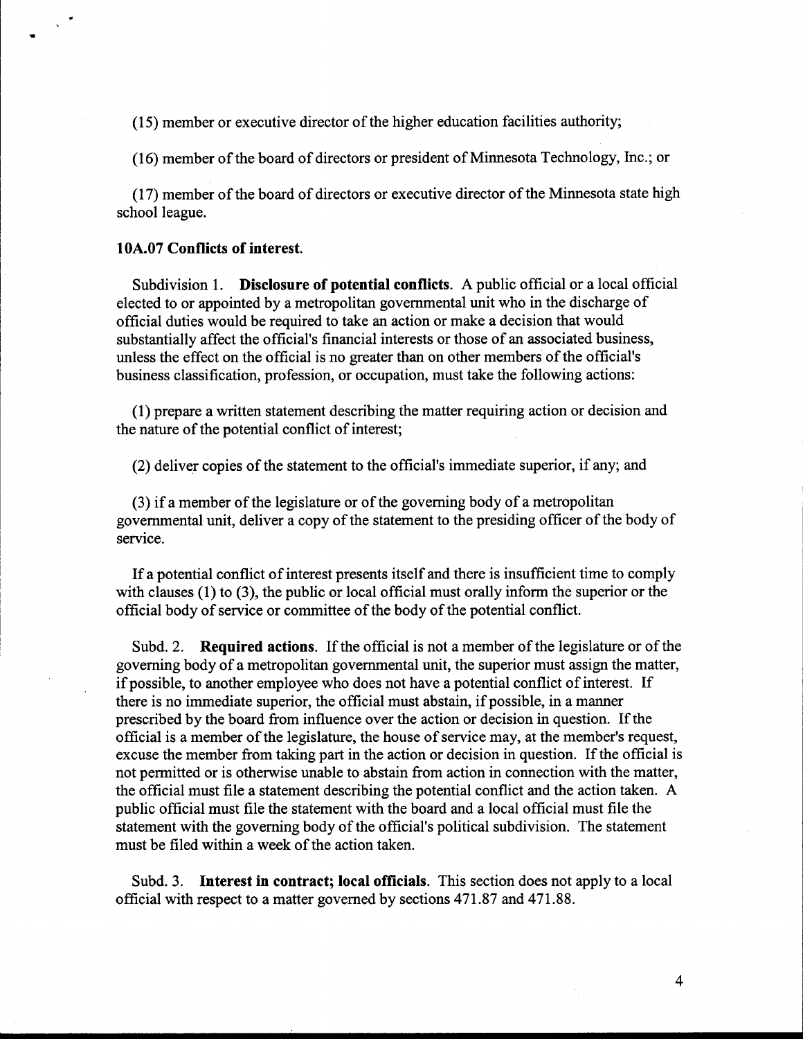(15) member or executive director of the higher education facilities authority;

(16) member of the board of directors or president of Minnesota Technology, Inc.; or

(17) member of the board of directors or executive director of the Minnesota state high school league.

**10A.07 Conflicts of interest.**

Subdivision 1. **Disclosure of potential conflicts**. A public official or a local official elected to or appointed by a metropolitan governmental unit who in the discharge of official duties would be required to take an action or make a decision that would substantially affect the official's financial interests or those of an associated business, unless the effect on the official is no greater than on other members of the official's business classification, profession, or occupation, must take the following actions:

(1) prepare a written statement describing the matter requiring action or decision and the nature of the potential conflict of interest;

(2) deliver copies of the statement to the official's immediate superior, if any; and

(3) if a member of the legislature or of the governing body of a metropolitan governmental unit, deliver a copy of the statement to the presiding officer of the body of service.

If a potential conflict of interest presents itself and there is insufficient time to comply with clauses (1) to (3), the public or local official must orally inform the superior or the official body of service or committee of the body of the potential conflict.

Subd. 2. **Required actions**. If the official is not a member of the legislature or of the governing body of a metropolitan governmental unit, the superior must assign the matter, if possible, to another employee who does not have a potential conflict of interest. If there is no immediate superior, the official must abstain, if possible, in a manner prescribed by the board from influence over the action or decision in question. If the official is a member of the legislature, the house of service may, at the member's request, excuse the member from taking part in the action or decision in question. If the official is not permitted or is otherwise unable to abstain from action in connection with the matter, the official must file a statement describing the potential conflict and the action taken. A public official must file the statement with the board and a local official must file the statement with the governing body of the official's political subdivision. The statement must be filed within a week of the action taken.

Subd. 3. **Interest in contract; local officials**. This section does not apply to a local official with respect to a matter governed by sections 471.87 and 471.88.